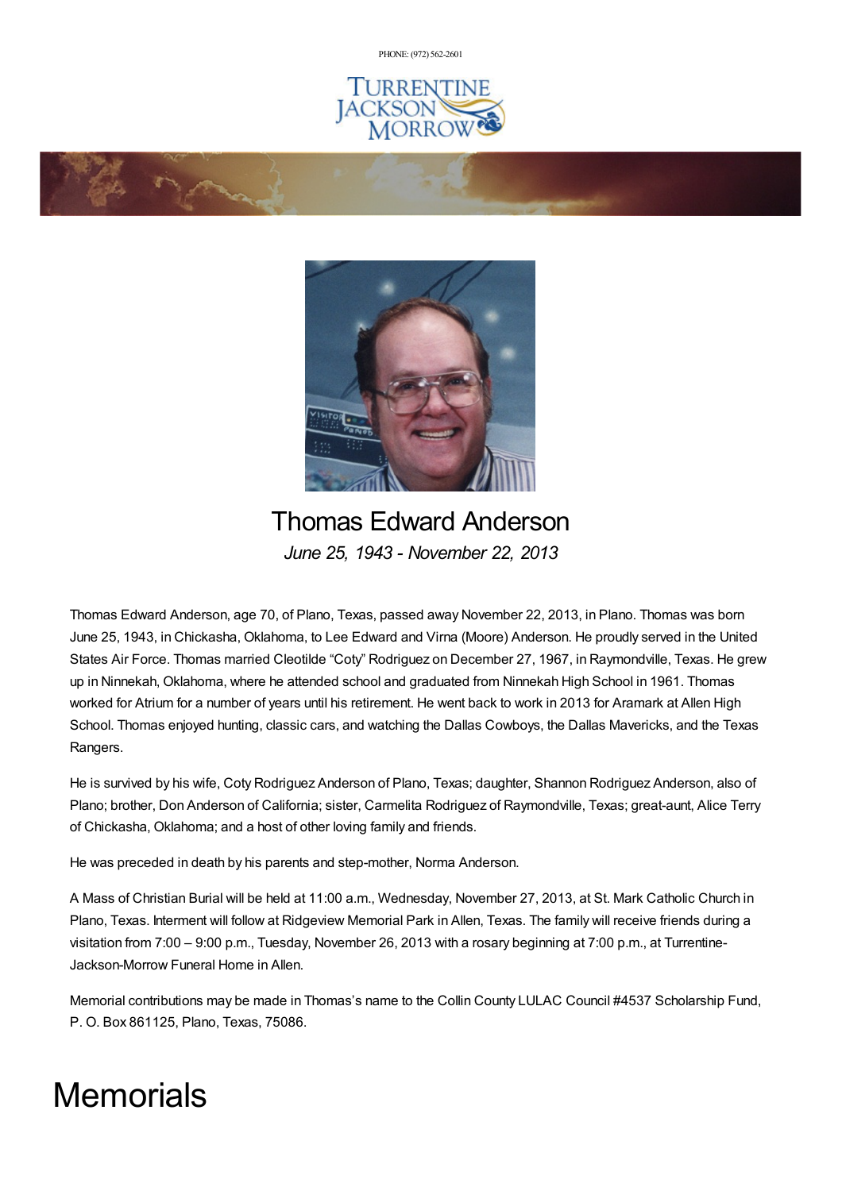PHONE: (972) 562-2601

TURRENTINE JACKSON MORROW

# Thomas Edward Anderson

*June 25, 1943 - November 22, 2013*

Thomas Edward Anderson, age 70, of Plano, Texas, passed away November 22, 2013, in Plano. Thomas was born June 25, 1943, in Chickasha, Oklahoma, to Lee Edward and Virna (Moore) Anderson. He proudly served in the United States Air Force. Thomas married Cleotilde "Coty" Rodriguez on December 27, 1967, in Raymondville, Texas. He grew up in Ninnekah, Oklahoma, where he attended school and graduated from Ninnekah High School in 1961. Thomas worked for Atrium for a number of years until his retirement. He went back to work in 2013 for Aramark at Allen High School. Thomas enjoyed hunting, classic cars, and watching the Dallas Cowboys, the Dallas Mavericks, and the Texas Rangers.

He is survived by his wife, Coty Rodriguez Anderson of Plano, Texas; daughter, Shannon Rodriguez Anderson, also of Plano; brother, Don Anderson of California; sister, Carmelita Rodriguez of Raymondville, Texas; great-aunt, Alice Terry of Chickasha, Oklahoma; and a host of other loving family and friends.

He was preceded in death by his parents and step-mother, Norma Anderson.

A Mass of Christian Burial will be held at 11:00 a.m., Wednesday, November 27, 2013, at St. Mark Catholic Church in Plano, Texas. Interment will follow at Ridgeview Memorial Park in Allen, Texas. The family will receive friends during a visitation from 7:00 – 9:00 p.m., Tuesday, November 26, 2013 with a rosary beginning at 7:00 p.m., at Turrentine-Jackson-Morrow Funeral Home in Allen.

Memorial contributions may be made in Thomas's name to the Collin County LULAC Council #4537 Scholarship Fund, P. O. Box 861125, Plano, Texas, 75086.

# Memorials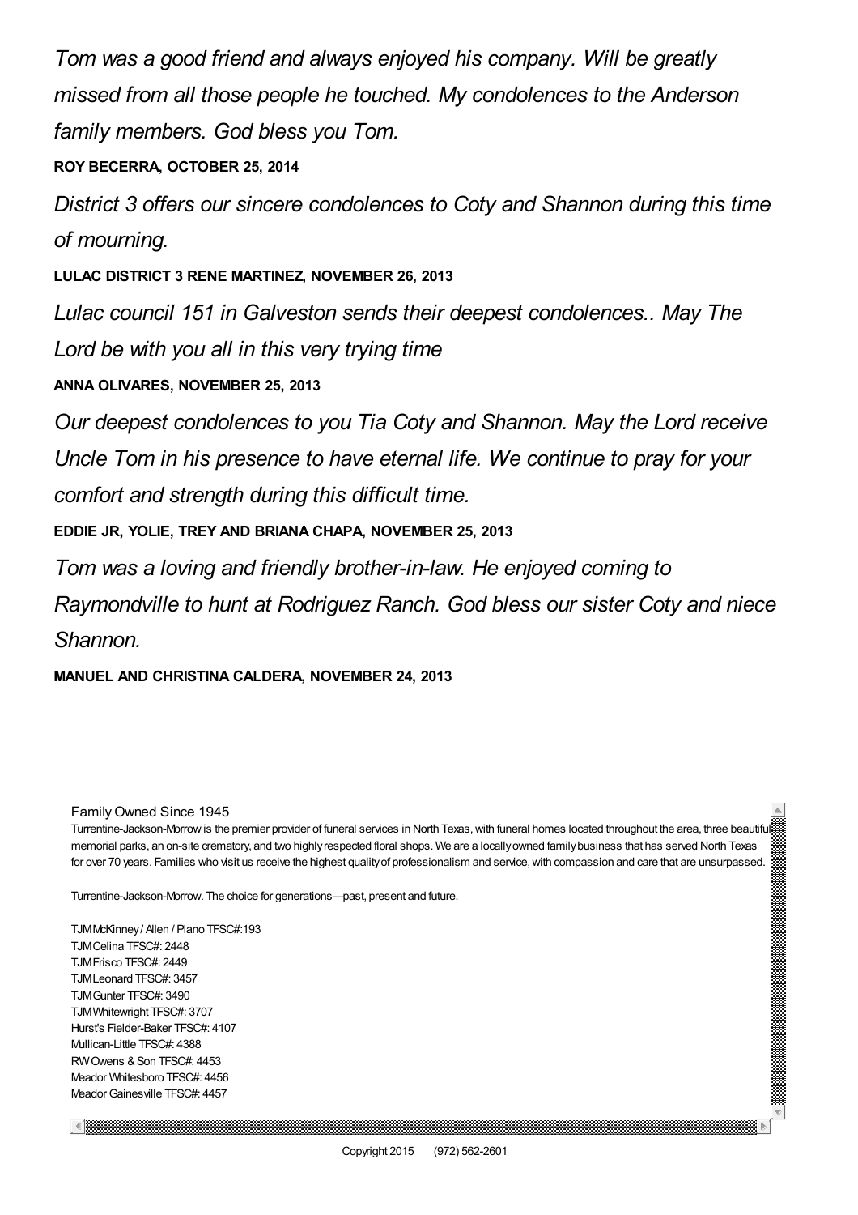*Tom was a good friend and always enjoyed his company. Will be greatly missed from all those people he touched. My condolences to the Anderson family members. God bless you Tom.*

**ROY BECERRA, OCTOBER 25, 2014**

*District 3 offers our sincere condolences to Coty and Shannon during this time of mourning.*

**LULAC DISTRICT 3 RENE MARTINEZ, NOVEMBER 26, 2013**

*Lulac council 151 in Galveston sends their deepest condolences.. May The Lord be with you all in this very trying time*

**ANNA OLIVARES, NOVEMBER 25, 2013**

*Our deepest condolences to you Tia Coty and Shannon. May the Lord receive Uncle Tom in his presence to have eternal life. We continue to pray for your comfort and strength during this difficult time.*

**EDDIE JR, YOLIE, TREY AND BRIANA CHAPA, NOVEMBER 25, 2013**

*Tom was a loving and friendly brother-in-law. He enjoyed coming to Raymondville to hunt at Rodriguez Ranch. God bless our sister Coty and niece Shannon.*

**MANUEL AND CHRISTINA CALDERA, NOVEMBER 24, 2013**

Family Owned Since 1945

Turrentine-Jackson-Morrow is the premier provider of funeral services in North Texas, with funeral homes located throughout the area, three beautiful memorial parks, an on-site crematory, and two highly respected floral shops. We are a locally owned family business that has served North Texas for over 70 years. Families who visit us receive the highest quality of professionalism and service, with compassion and care that are unsurpassed.

Turrentine-Jackson-Morrow. The choice for generations—past, present and future.

TJM McKinney / Allen / Plano TFSC#:193
TJM Celina TFSC#: 2448
TJM Frisco TFSC#: 2449
TJM Leonard TFSC#: 3457
TJM Gunter TFSC#: 3490
TJM Whitewright TFSC#: 3707
Hurst's Fielder-Baker TFSC#: 4107
Mullican-Little TFSC#: 4388
RW Owens & Son TFSC#: 4453
Meador Whitesboro TFSC#: 4456
Meador Gainesville TFSC#: 4457

Copyright 2015 (972) 562-2601